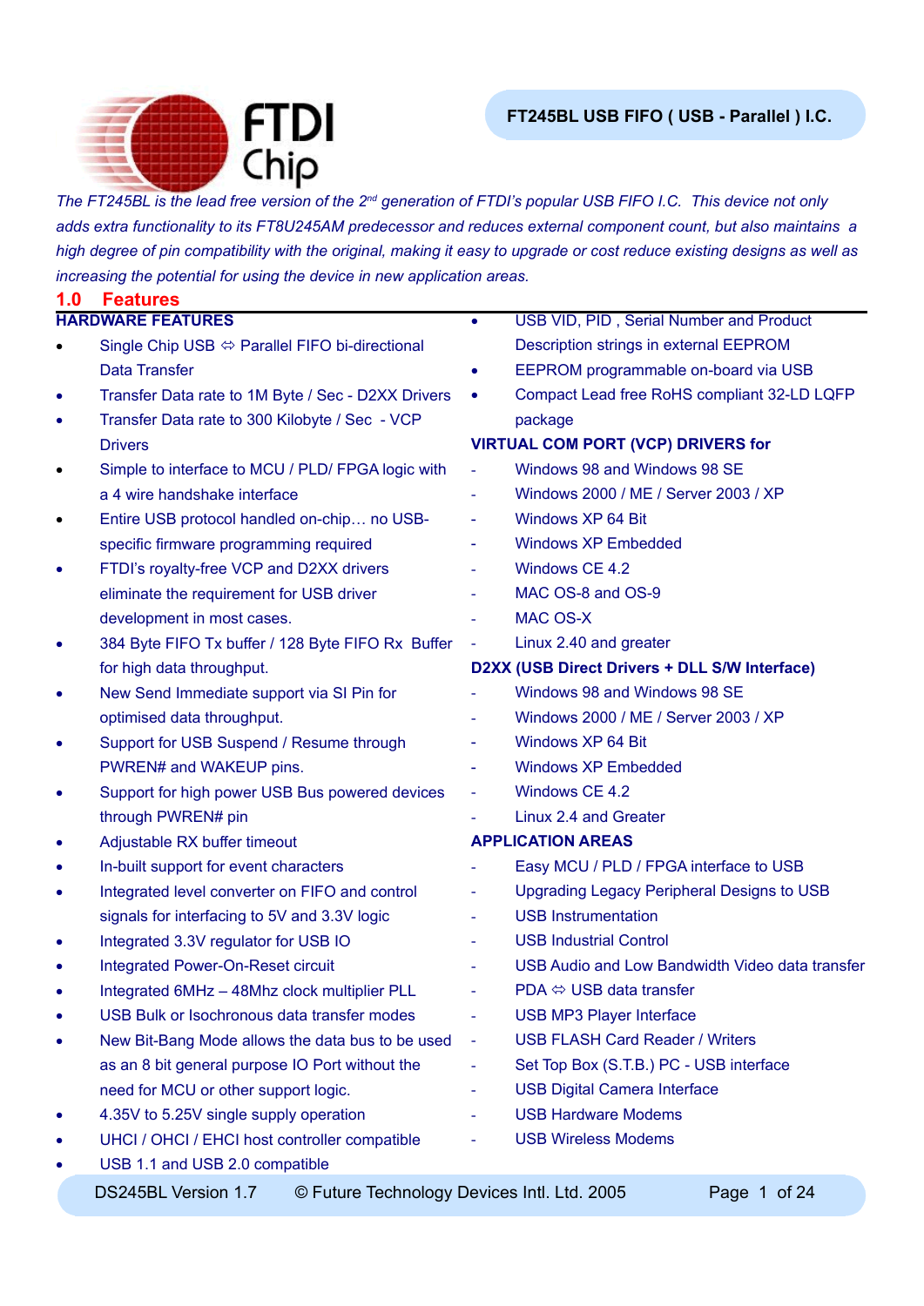# FT245BL USB FIFO ( USB - Parallel ) I.C.

*The FT245BL is the lead free version of the 2nd generation of FTDI's popular USB FIFO I.C. This device not only adds extra functionality to its FT8U245AM predecessor and reduces external component count, but also maintains a high degree of pin compatibility with the original, making it easy to upgrade or cost reduce existing designs as well as increasing the potential for using the device in new application areas.*

## 1.0 Features

### HARDWARE FEATURES

- Single Chip USB ⇔ Parallel FIFO bi-directional Data Transfer
- Transfer Data rate to 1M Byte / Sec - D2XX Drivers
- Transfer Data rate to 300 Kilobyte / Sec - VCP Drivers
- Simple to interface to MCU / PLD/ FPGA logic with a 4 wire handshake interface
- Entire USB protocol handled on-chip… no USB-specific firmware programming required
- FTDI's royalty-free VCP and D2XX drivers eliminate the requirement for USB driver development in most cases.
- 384 Byte FIFO Tx buffer / 128 Byte FIFO Rx Buffer for high data throughput.
- New Send Immediate support via SI Pin for optimised data throughput.
- Support for USB Suspend / Resume through PWREN# and WAKEUP pins.
- Support for high power USB Bus powered devices through PWREN# pin
- Adjustable RX buffer timeout
- In-built support for event characters
- Integrated level converter on FIFO and control signals for interfacing to 5V and 3.3V logic
- Integrated 3.3V regulator for USB IO
- Integrated Power-On-Reset circuit
- Integrated 6MHz – 48Mhz clock multiplier PLL
- USB Bulk or Isochronous data transfer modes
- New Bit-Bang Mode allows the data bus to be used as an 8 bit general purpose IO Port without the need for MCU or other support logic.
- 4.35V to 5.25V single supply operation
- UHCI / OHCI / EHCI host controller compatible
- USB 1.1 and USB 2.0 compatible
- USB VID, PID , Serial Number and Product Description strings in external EEPROM
- EEPROM programmable on-board via USB
- Compact Lead free RoHS compliant 32-LD LQFP package

### VIRTUAL COM PORT (VCP) DRIVERS for

- Windows 98 and Windows 98 SE
- Windows 2000 / ME / Server 2003 / XP
- Windows XP 64 Bit
- Windows XP Embedded
- Windows CE 4.2
- MAC OS-8 and OS-9
- MAC OS-X
- Linux 2.40 and greater

### D2XX (USB Direct Drivers + DLL S/W Interface)

- Windows 98 and Windows 98 SE
- Windows 2000 / ME / Server 2003 / XP
- Windows XP 64 Bit
- Windows XP Embedded
- Windows CE 4.2
- Linux 2.4 and Greater

### APPLICATION AREAS

- Easy MCU / PLD / FPGA interface to USB
- Upgrading Legacy Peripheral Designs to USB
- USB Instrumentation
- USB Industrial Control
- USB Audio and Low Bandwidth Video data transfer
- PDA ⇔ USB data transfer
- USB MP3 Player Interface
- USB FLASH Card Reader / Writers
- Set Top Box (S.T.B.) PC - USB interface
- USB Digital Camera Interface
- USB Hardware Modems
- USB Wireless Modems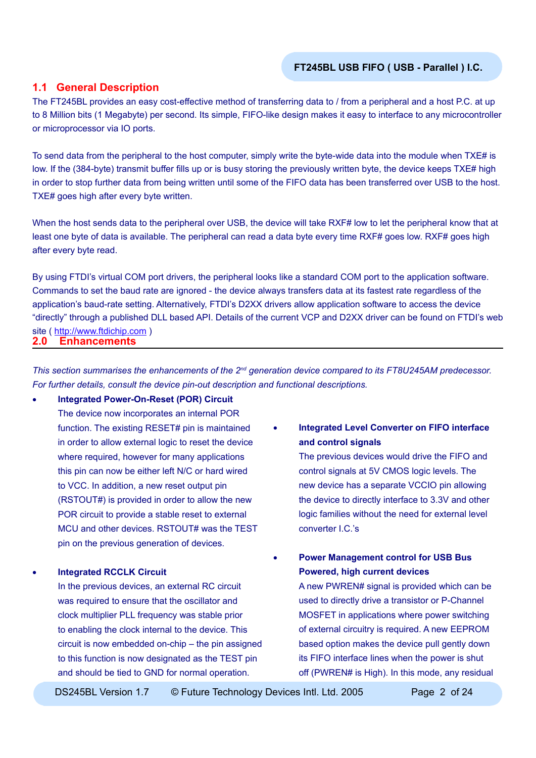## 1.1 General Description

The FT245BL provides an easy cost-effective method of transferring data to / from a peripheral and a host P.C. at up to 8 Million bits (1 Megabyte) per second. Its simple, FIFO-like design makes it easy to interface to any microcontroller or microprocessor via IO ports.

To send data from the peripheral to the host computer, simply write the byte-wide data into the module when TXE# is low. If the (384-byte) transmit buffer fills up or is busy storing the previously written byte, the device keeps TXE# high in order to stop further data from being written until some of the FIFO data has been transferred over USB to the host. TXE# goes high after every byte written.

When the host sends data to the peripheral over USB, the device will take RXF# low to let the peripheral know that at least one byte of data is available. The peripheral can read a data byte every time RXF# goes low. RXF# goes high after every byte read.

By using FTDI's virtual COM port drivers, the peripheral looks like a standard COM port to the application software. Commands to set the baud rate are ignored - the device always transfers data at its fastest rate regardless of the application's baud-rate setting. Alternatively, FTDI's D2XX drivers allow application software to access the device "directly" through a published DLL based API. Details of the current VCP and D2XX driver can be found on FTDI's web site ( http://www.ftdichip.com )

## 2.0 Enhancements

*This section summarises the enhancements of the 2nd generation device compared to its FT8U245AM predecessor. For further details, consult the device pin-out description and functional descriptions.*

- **Integrated Power-On-Reset (POR) Circuit**
  The device now incorporates an internal POR function. The existing RESET# pin is maintained in order to allow external logic to reset the device where required, however for many applications this pin can now be either left N/C or hard wired to VCC. In addition, a new reset output pin (RSTOUT#) is provided in order to allow the new POR circuit to provide a stable reset to external MCU and other devices. RSTOUT# was the TEST pin on the previous generation of devices.

- **Integrated RCCLK Circuit**
  In the previous devices, an external RC circuit was required to ensure that the oscillator and clock multiplier PLL frequency was stable prior to enabling the clock internal to the device. This circuit is now embedded on-chip – the pin assigned to this function is now designated as the TEST pin and should be tied to GND for normal operation.

- **Integrated Level Converter on FIFO interface and control signals**
  The previous devices would drive the FIFO and control signals at 5V CMOS logic levels. The new device has a separate VCCIO pin allowing the device to directly interface to 3.3V and other logic families without the need for external level converter I.C.'s

- **Power Management control for USB Bus Powered, high current devices**
  A new PWREN# signal is provided which can be used to directly drive a transistor or P-Channel MOSFET in applications where power switching of external circuitry is required. A new EEPROM based option makes the device pull gently down its FIFO interface lines when the power is shut off (PWREN# is High). In this mode, any residual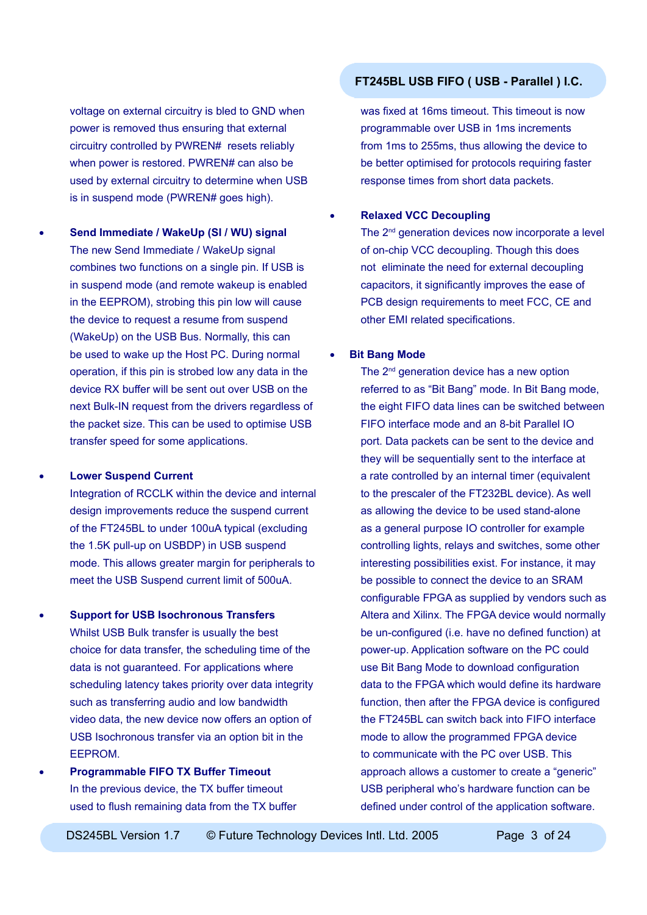voltage on external circuitry is bled to GND when power is removed thus ensuring that external circuitry controlled by PWREN# resets reliably when power is restored. PWREN# can also be used by external circuitry to determine when USB is in suspend mode (PWREN# goes high).

- **Send Immediate / WakeUp (SI / WU) signal**
  The new Send Immediate / WakeUp signal combines two functions on a single pin. If USB is in suspend mode (and remote wakeup is enabled in the EEPROM), strobing this pin low will cause the device to request a resume from suspend (WakeUp) on the USB Bus. Normally, this can be used to wake up the Host PC. During normal operation, if this pin is strobed low any data in the device RX buffer will be sent out over USB on the next Bulk-IN request from the drivers regardless of the packet size. This can be used to optimise USB transfer speed for some applications.

- **Lower Suspend Current**
  Integration of RCCLK within the device and internal design improvements reduce the suspend current of the FT245BL to under 100uA typical (excluding the 1.5K pull-up on USBDP) in USB suspend mode. This allows greater margin for peripherals to meet the USB Suspend current limit of 500uA.

- **Support for USB Isochronous Transfers**
  Whilst USB Bulk transfer is usually the best choice for data transfer, the scheduling time of the data is not guaranteed. For applications where scheduling latency takes priority over data integrity such as transferring audio and low bandwidth video data, the new device now offers an option of USB Isochronous transfer via an option bit in the EEPROM.

- **Programmable FIFO TX Buffer Timeout**
  In the previous device, the TX buffer timeout used to flush remaining data from the TX buffer was fixed at 16ms timeout. This timeout is now programmable over USB in 1ms increments from 1ms to 255ms, thus allowing the device to be better optimised for protocols requiring faster response times from short data packets.

- **Relaxed VCC Decoupling**
  The 2nd generation devices now incorporate a level of on-chip VCC decoupling. Though this does not eliminate the need for external decoupling capacitors, it significantly improves the ease of PCB design requirements to meet FCC, CE and other EMI related specifications.

- **Bit Bang Mode**
  The 2nd generation device has a new option referred to as "Bit Bang" mode. In Bit Bang mode, the eight FIFO data lines can be switched between FIFO interface mode and an 8-bit Parallel IO port. Data packets can be sent to the device and they will be sequentially sent to the interface at a rate controlled by an internal timer (equivalent to the prescaler of the FT232BL device). As well as allowing the device to be used stand-alone as a general purpose IO controller for example controlling lights, relays and switches, some other interesting possibilities exist. For instance, it may be possible to connect the device to an SRAM configurable FPGA as supplied by vendors such as Altera and Xilinx. The FPGA device would normally be un-configured (i.e. have no defined function) at power-up. Application software on the PC could use Bit Bang Mode to download configuration data to the FPGA which would define its hardware function, then after the FPGA device is configured the FT245BL can switch back into FIFO interface mode to allow the programmed FPGA device to communicate with the PC over USB. This approach allows a customer to create a "generic" USB peripheral who's hardware function can be defined under control of the application software.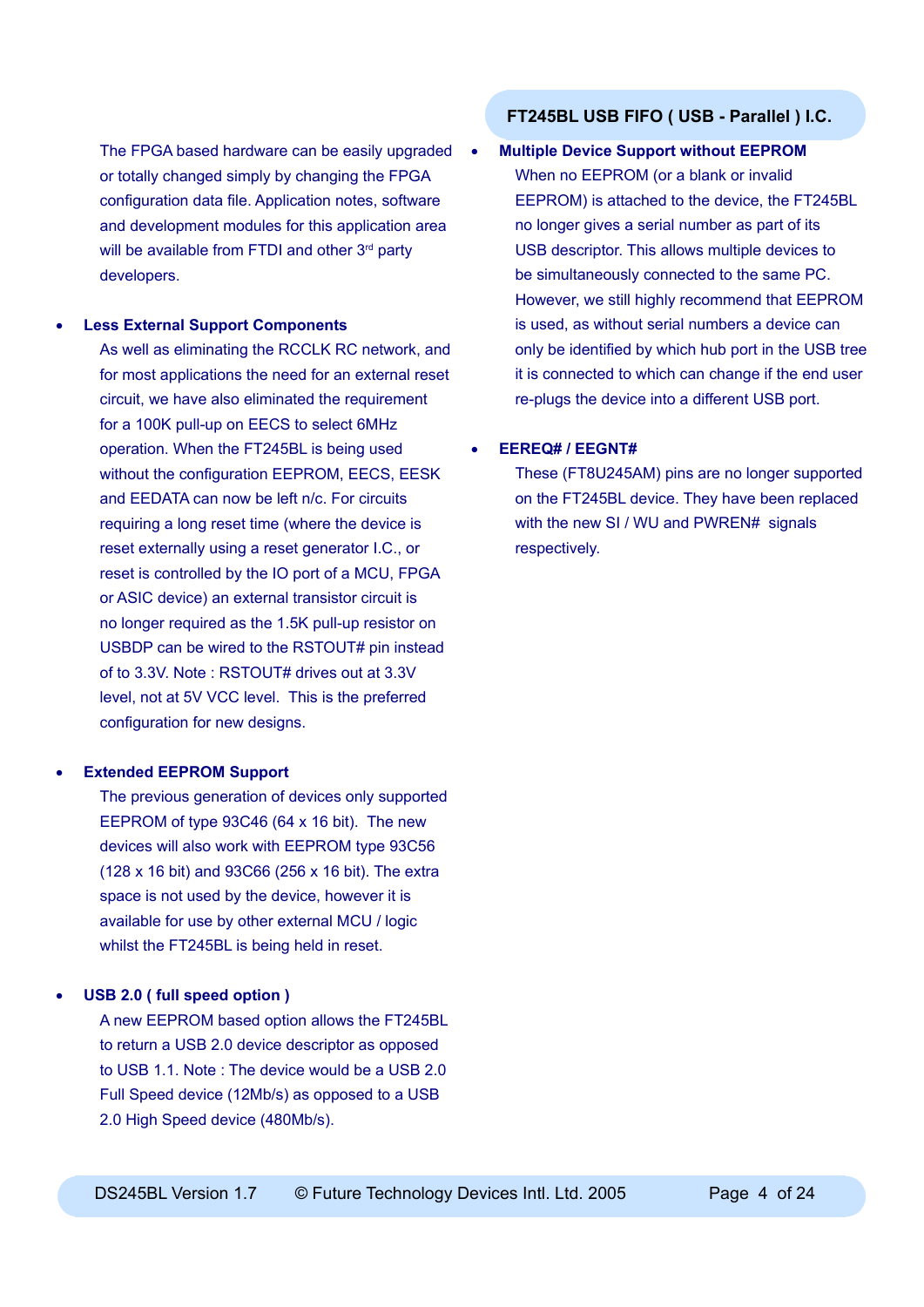The FPGA based hardware can be easily upgraded or totally changed simply by changing the FPGA configuration data file. Application notes, software and development modules for this application area will be available from FTDI and other 3rd party developers.

- **Less External Support Components**

  As well as eliminating the RCCLK RC network, and for most applications the need for an external reset circuit, we have also eliminated the requirement for a 100K pull-up on EECS to select 6MHz operation. When the FT245BL is being used without the configuration EEPROM, EECS, EESK and EEDATA can now be left n/c. For circuits requiring a long reset time (where the device is reset externally using a reset generator I.C., or reset is controlled by the IO port of a MCU, FPGA or ASIC device) an external transistor circuit is no longer required as the 1.5K pull-up resistor on USBDP can be wired to the RSTOUT# pin instead of to 3.3V. Note : RSTOUT# drives out at 3.3V level, not at 5V VCC level. This is the preferred configuration for new designs.

- **Extended EEPROM Support**

  The previous generation of devices only supported EEPROM of type 93C46 (64 x 16 bit). The new devices will also work with EEPROM type 93C56 (128 x 16 bit) and 93C66 (256 x 16 bit). The extra space is not used by the device, however it is available for use by other external MCU / logic whilst the FT245BL is being held in reset.

- **USB 2.0 ( full speed option )**

  A new EEPROM based option allows the FT245BL to return a USB 2.0 device descriptor as opposed to USB 1.1. Note : The device would be a USB 2.0 Full Speed device (12Mb/s) as opposed to a USB 2.0 High Speed device (480Mb/s).

- **Multiple Device Support without EEPROM**

  When no EEPROM (or a blank or invalid EEPROM) is attached to the device, the FT245BL no longer gives a serial number as part of its USB descriptor. This allows multiple devices to be simultaneously connected to the same PC. However, we still highly recommend that EEPROM is used, as without serial numbers a device can only be identified by which hub port in the USB tree it is connected to which can change if the end user re-plugs the device into a different USB port.

- **EEREQ# / EEGNT#**

  These (FT8U245AM) pins are no longer supported on the FT245BL device. They have been replaced with the new SI / WU and PWREN# signals respectively.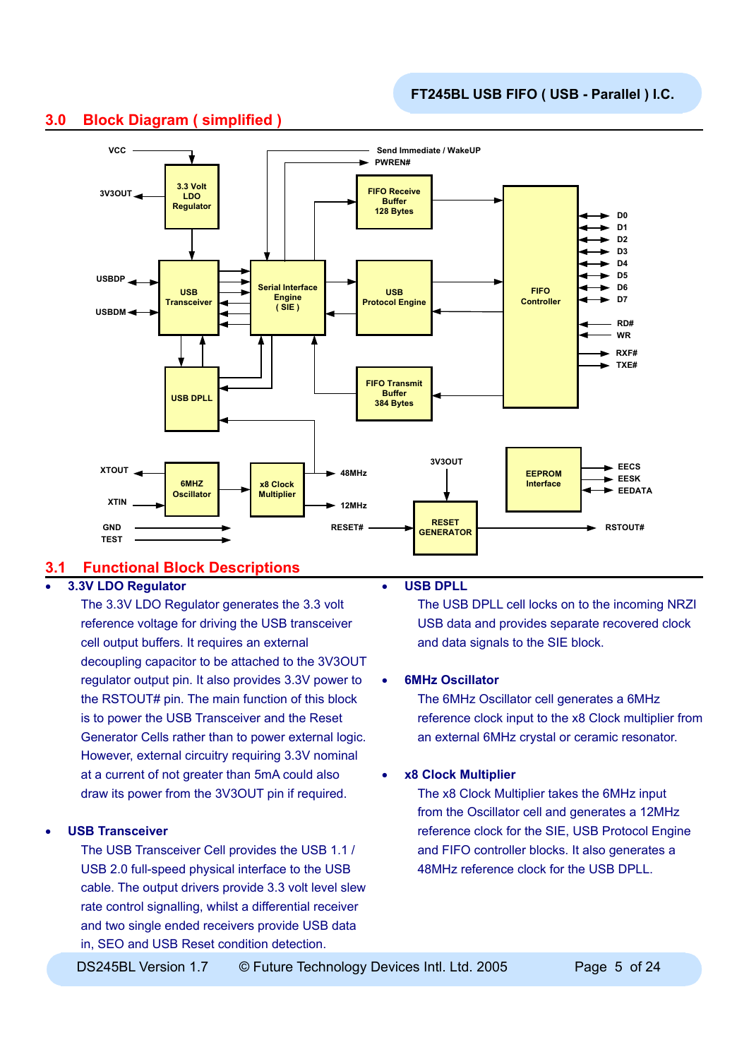## 3.0 Block Diagram ( simplified )

## 3.1 Functional Block Descriptions

- **3.3V LDO Regulator**

  The 3.3V LDO Regulator generates the 3.3 volt reference voltage for driving the USB transceiver cell output buffers. It requires an external decoupling capacitor to be attached to the 3V3OUT regulator output pin. It also provides 3.3V power to the RSTOUT# pin. The main function of this block is to power the USB Transceiver and the Reset Generator Cells rather than to power external logic. However, external circuitry requiring 3.3V nominal at a current of not greater than 5mA could also draw its power from the 3V3OUT pin if required.

- **USB Transceiver**

  The USB Transceiver Cell provides the USB 1.1 / USB 2.0 full-speed physical interface to the USB cable. The output drivers provide 3.3 volt level slew rate control signalling, whilst a differential receiver and two single ended receivers provide USB data in, SEO and USB Reset condition detection.

- **USB DPLL**

  The USB DPLL cell locks on to the incoming NRZI USB data and provides separate recovered clock and data signals to the SIE block.

- **6MHz Oscillator**

  The 6MHz Oscillator cell generates a 6MHz reference clock input to the x8 Clock multiplier from an external 6MHz crystal or ceramic resonator.

- **x8 Clock Multiplier**

  The x8 Clock Multiplier takes the 6MHz input from the Oscillator cell and generates a 12MHz reference clock for the SIE, USB Protocol Engine and FIFO controller blocks. It also generates a 48MHz reference clock for the USB DPLL.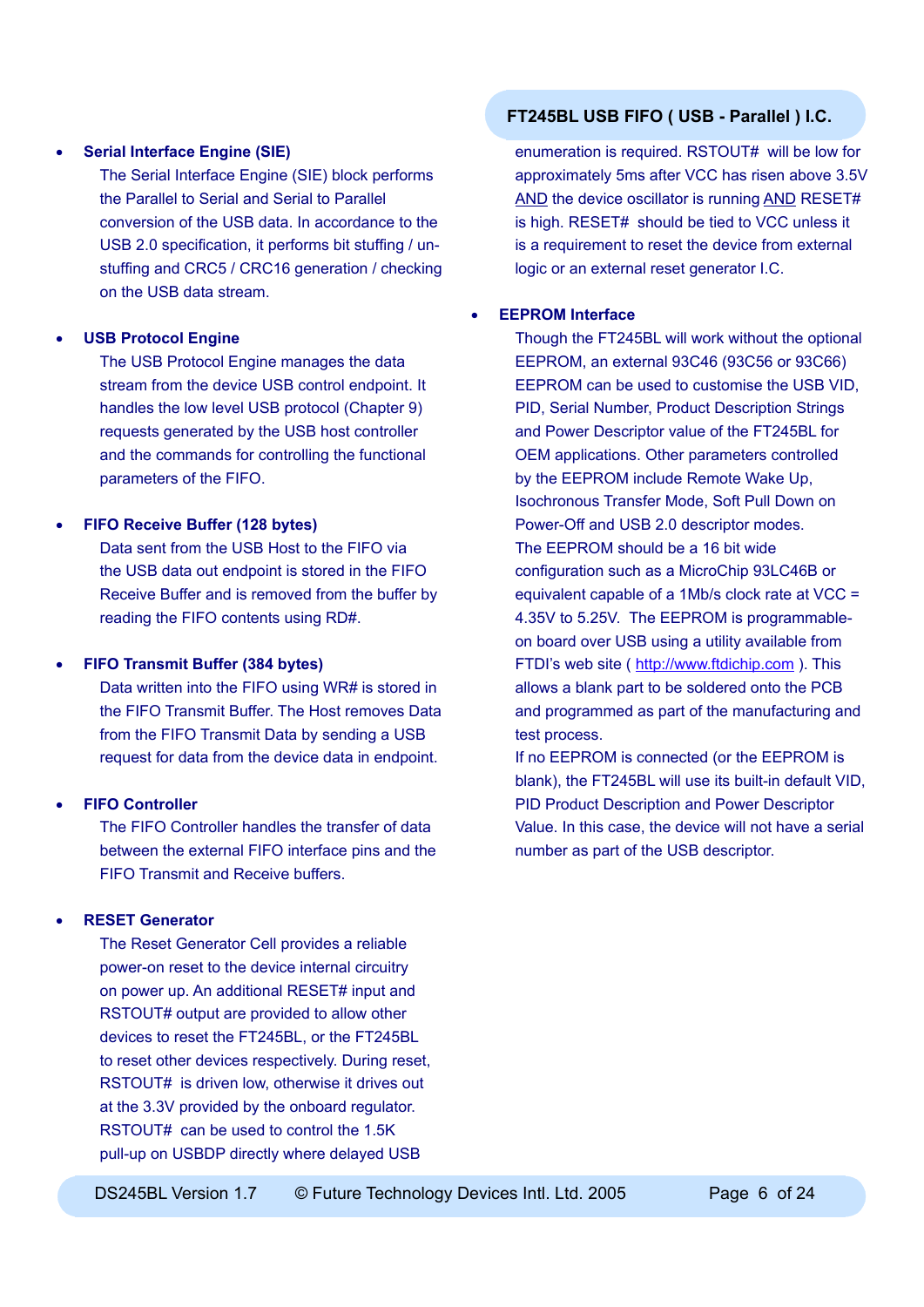- **Serial Interface Engine (SIE)**
  The Serial Interface Engine (SIE) block performs the Parallel to Serial and Serial to Parallel conversion of the USB data. In accordance to the USB 2.0 specification, it performs bit stuffing / un-stuffing and CRC5 / CRC16 generation / checking on the USB data stream.

- **USB Protocol Engine**
  The USB Protocol Engine manages the data stream from the device USB control endpoint. It handles the low level USB protocol (Chapter 9) requests generated by the USB host controller and the commands for controlling the functional parameters of the FIFO.

- **FIFO Receive Buffer (128 bytes)**
  Data sent from the USB Host to the FIFO via the USB data out endpoint is stored in the FIFO Receive Buffer and is removed from the buffer by reading the FIFO contents using RD#.

- **FIFO Transmit Buffer (384 bytes)**
  Data written into the FIFO using WR# is stored in the FIFO Transmit Buffer. The Host removes Data from the FIFO Transmit Data by sending a USB request for data from the device data in endpoint.

- **FIFO Controller**
  The FIFO Controller handles the transfer of data between the external FIFO interface pins and the FIFO Transmit and Receive buffers.

- **RESET Generator**
  The Reset Generator Cell provides a reliable power-on reset to the device internal circuitry on power up. An additional RESET# input and RSTOUT# output are provided to allow other devices to reset the FT245BL, or the FT245BL to reset other devices respectively. During reset, RSTOUT# is driven low, otherwise it drives out at the 3.3V provided by the onboard regulator. RSTOUT# can be used to control the 1.5K pull-up on USBDP directly where delayed USB enumeration is required. RSTOUT# will be low for approximately 5ms after VCC has risen above 3.5V AND the device oscillator is running AND RESET# is high. RESET# should be tied to VCC unless it is a requirement to reset the device from external logic or an external reset generator I.C.

- **EEPROM Interface**
  Though the FT245BL will work without the optional EEPROM, an external 93C46 (93C56 or 93C66) EEPROM can be used to customise the USB VID, PID, Serial Number, Product Description Strings and Power Descriptor value of the FT245BL for OEM applications. Other parameters controlled by the EEPROM include Remote Wake Up, Isochronous Transfer Mode, Soft Pull Down on Power-Off and USB 2.0 descriptor modes.
  The EEPROM should be a 16 bit wide configuration such as a MicroChip 93LC46B or equivalent capable of a 1Mb/s clock rate at VCC = 4.35V to 5.25V. The EEPROM is programmable-on board over USB using a utility available from FTDI's web site ( http://www.ftdichip.com ). This allows a blank part to be soldered onto the PCB and programmed as part of the manufacturing and test process.
  If no EEPROM is connected (or the EEPROM is blank), the FT245BL will use its built-in default VID, PID Product Description and Power Descriptor Value. In this case, the device will not have a serial number as part of the USB descriptor.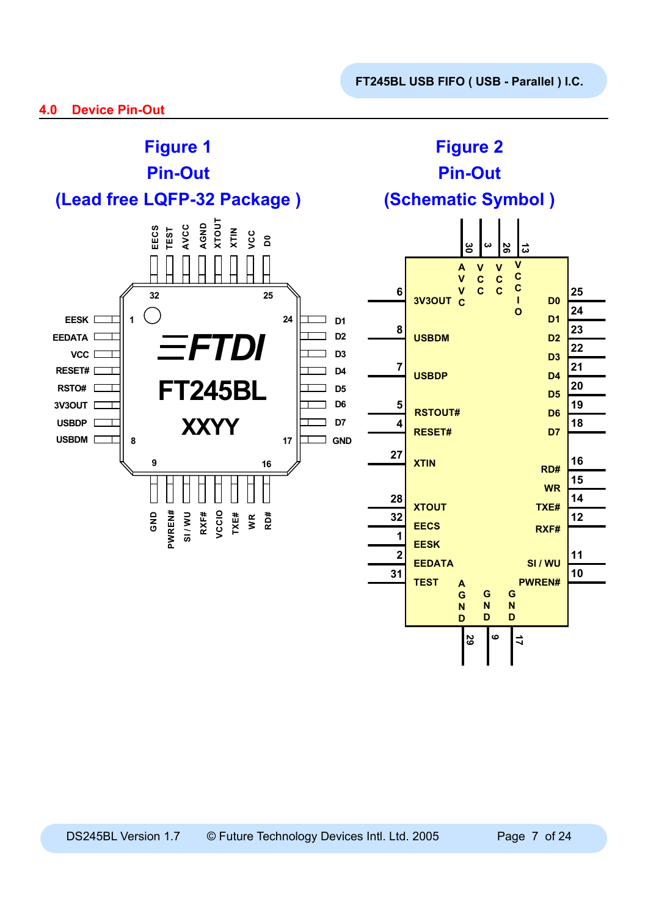## 4.0 Device Pin-Out

**Figure 1**
**Pin-Out**
**(Lead free LQFP-32 Package )**

**Figure 2**
**Pin-Out**
**(Schematic Symbol )**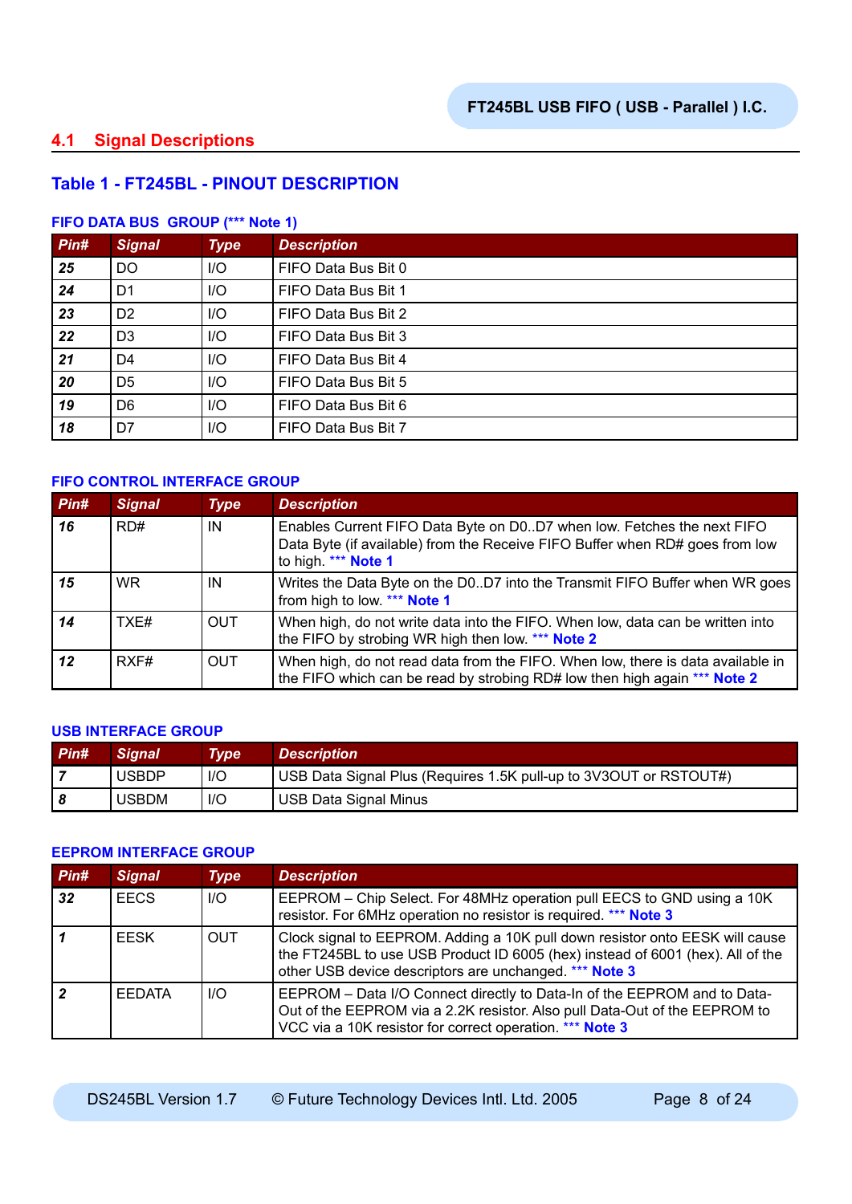## 4.1 Signal Descriptions

### Table 1 - FT245BL - PINOUT DESCRIPTION

**FIFO DATA BUS GROUP (*** Note 1)**

| Pin# | Signal | Type | Description |
|---|---|---|---|
| 25 | DO | I/O | FIFO Data Bus Bit 0 |
| 24 | D1 | I/O | FIFO Data Bus Bit 1 |
| 23 | D2 | I/O | FIFO Data Bus Bit 2 |
| 22 | D3 | I/O | FIFO Data Bus Bit 3 |
| 21 | D4 | I/O | FIFO Data Bus Bit 4 |
| 20 | D5 | I/O | FIFO Data Bus Bit 5 |
| 19 | D6 | I/O | FIFO Data Bus Bit 6 |
| 18 | D7 | I/O | FIFO Data Bus Bit 7 |

**FIFO CONTROL INTERFACE GROUP**

| Pin# | Signal | Type | Description |
|---|---|---|---|
| 16 | RD# | IN | Enables Current FIFO Data Byte on D0..D7 when low. Fetches the next FIFO Data Byte (if available) from the Receive FIFO Buffer when RD# goes from low to high. *** **Note 1** |
| 15 | WR | IN | Writes the Data Byte on the D0..D7 into the Transmit FIFO Buffer when WR goes from high to low. *** **Note 1** |
| 14 | TXE# | OUT | When high, do not write data into the FIFO. When low, data can be written into the FIFO by strobing WR high then low. *** **Note 2** |
| 12 | RXF# | OUT | When high, do not read data from the FIFO. When low, there is data available in the FIFO which can be read by strobing RD# low then high again *** **Note 2** |

**USB INTERFACE GROUP**

| Pin# | Signal | Type | Description |
|---|---|---|---|
| 7 | USBDP | I/O | USB Data Signal Plus (Requires 1.5K pull-up to 3V3OUT or RSTOUT#) |
| 8 | USBDM | I/O | USB Data Signal Minus |

**EEPROM INTERFACE GROUP**

| Pin# | Signal | Type | Description |
|---|---|---|---|
| 32 | EECS | I/O | EEPROM – Chip Select. For 48MHz operation pull EECS to GND using a 10K resistor. For 6MHz operation no resistor is required. *** **Note 3** |
| 1 | EESK | OUT | Clock signal to EEPROM. Adding a 10K pull down resistor onto EESK will cause the FT245BL to use USB Product ID 6005 (hex) instead of 6001 (hex). All of the other USB device descriptors are unchanged. *** **Note 3** |
| 2 | EEDATA | I/O | EEPROM – Data I/O Connect directly to Data-In of the EEPROM and to Data-Out of the EEPROM via a 2.2K resistor. Also pull Data-Out of the EEPROM to VCC via a 10K resistor for correct operation. *** **Note 3** |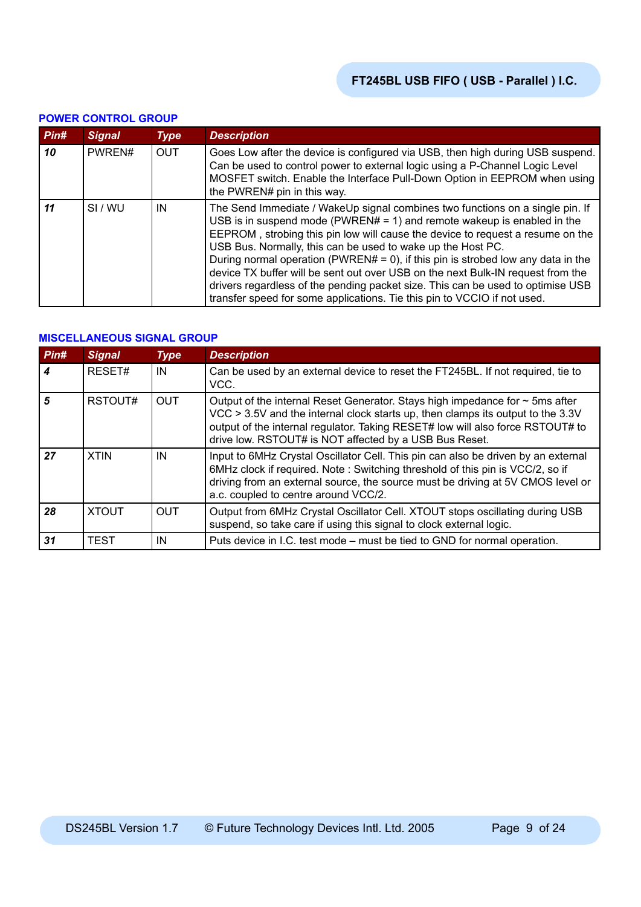### POWER CONTROL GROUP

| Pin# | Signal | Type | Description |
|---|---|---|---|
| **10** | PWREN# | OUT | Goes Low after the device is configured via USB, then high during USB suspend. Can be used to control power to external logic using a P-Channel Logic Level MOSFET switch. Enable the Interface Pull-Down Option in EEPROM when using the PWREN# pin in this way. |
| **11** | SI / WU | IN | The Send Immediate / WakeUp signal combines two functions on a single pin. If USB is in suspend mode (PWREN# = 1) and remote wakeup is enabled in the EEPROM , strobing this pin low will cause the device to request a resume on the USB Bus. Normally, this can be used to wake up the Host PC. During normal operation (PWREN# = 0), if this pin is strobed low any data in the device TX buffer will be sent out over USB on the next Bulk-IN request from the drivers regardless of the pending packet size. This can be used to optimise USB transfer speed for some applications. Tie this pin to VCCIO if not used. |

### MISCELLANEOUS SIGNAL GROUP

| Pin# | Signal | Type | Description |
|---|---|---|---|
| **4** | RESET# | IN | Can be used by an external device to reset the FT245BL. If not required, tie to VCC. |
| **5** | RSTOUT# | OUT | Output of the internal Reset Generator. Stays high impedance for ~ 5ms after VCC > 3.5V and the internal clock starts up, then clamps its output to the 3.3V output of the internal regulator. Taking RESET# low will also force RSTOUT# to drive low. RSTOUT# is NOT affected by a USB Bus Reset. |
| **27** | XTIN | IN | Input to 6MHz Crystal Oscillator Cell. This pin can also be driven by an external 6MHz clock if required. Note : Switching threshold of this pin is VCC/2, so if driving from an external source, the source must be driving at 5V CMOS level or a.c. coupled to centre around VCC/2. |
| **28** | XTOUT | OUT | Output from 6MHz Crystal Oscillator Cell. XTOUT stops oscillating during USB suspend, so take care if using this signal to clock external logic. |
| **31** | TEST | IN | Puts device in I.C. test mode – must be tied to GND for normal operation. |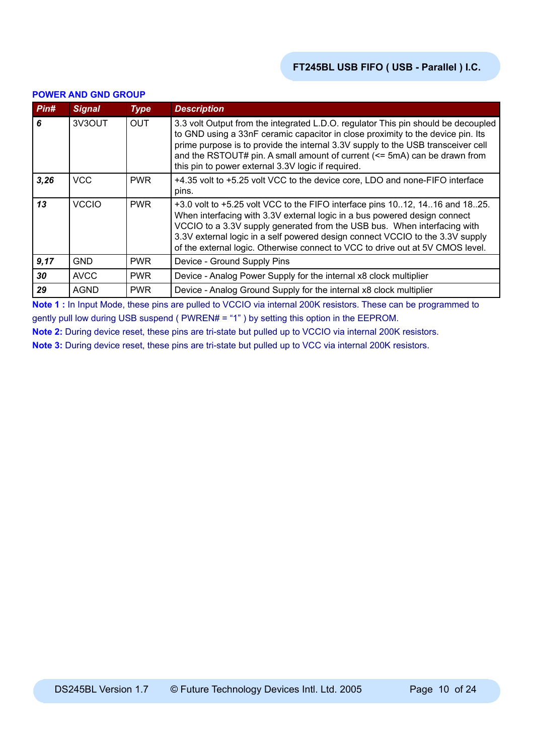### POWER AND GND GROUP

| Pin# | Signal | Type | Description |
|---|---|---|---|
| **6** | 3V3OUT | OUT | 3.3 volt Output from the integrated L.D.O. regulator This pin should be decoupled to GND using a 33nF ceramic capacitor in close proximity to the device pin. Its prime purpose is to provide the internal 3.3V supply to the USB transceiver cell and the RSTOUT# pin. A small amount of current (<= 5mA) can be drawn from this pin to power external 3.3V logic if required. |
| **3,26** | VCC | PWR | +4.35 volt to +5.25 volt VCC to the device core, LDO and none-FIFO interface pins. |
| **13** | VCCIO | PWR | +3.0 volt to +5.25 volt VCC to the FIFO interface pins 10..12, 14..16 and 18..25. When interfacing with 3.3V external logic in a bus powered design connect VCCIO to a 3.3V supply generated from the USB bus. When interfacing with 3.3V external logic in a self powered design connect VCCIO to the 3.3V supply of the external logic. Otherwise connect to VCC to drive out at 5V CMOS level. |
| **9,17** | GND | PWR | Device - Ground Supply Pins |
| **30** | AVCC | PWR | Device - Analog Power Supply for the internal x8 clock multiplier |
| **29** | AGND | PWR | Device - Analog Ground Supply for the internal x8 clock multiplier |

**Note 1 :** In Input Mode, these pins are pulled to VCCIO via internal 200K resistors. These can be programmed to gently pull low during USB suspend ( PWREN# = “1” ) by setting this option in the EEPROM.

**Note 2:** During device reset, these pins are tri-state but pulled up to VCCIO via internal 200K resistors.

**Note 3:** During device reset, these pins are tri-state but pulled up to VCC via internal 200K resistors.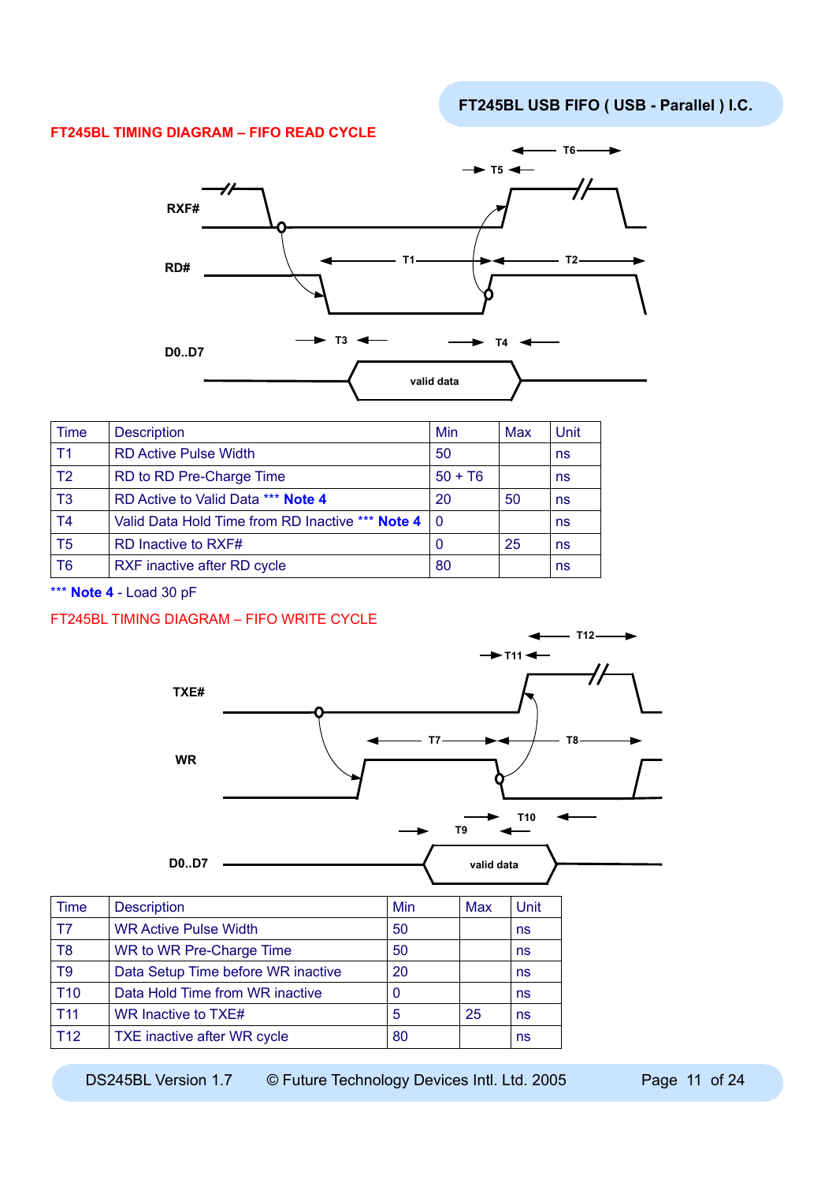## FT245BL TIMING DIAGRAM – FIFO READ CYCLE

| Time | Description | Min | Max | Unit |
|---|---|---|---|---|
| T1 | RD Active Pulse Width | 50 | | ns |
| T2 | RD to RD Pre-Charge Time | 50 + T6 | | ns |
| T3 | RD Active to Valid Data *** Note 4 | 20 | 50 | ns |
| T4 | Valid Data Hold Time from RD Inactive *** Note 4 | 0 | | ns |
| T5 | RD Inactive to RXF# | 0 | 25 | ns |
| T6 | RXF inactive after RD cycle | 80 | | ns |

*** **Note 4** - Load 30 pF

## FT245BL TIMING DIAGRAM – FIFO WRITE CYCLE

| Time | Description | Min | Max | Unit |
|---|---|---|---|---|
| T7 | WR Active Pulse Width | 50 | | ns |
| T8 | WR to WR Pre-Charge Time | 50 | | ns |
| T9 | Data Setup Time before WR inactive | 20 | | ns |
| T10 | Data Hold Time from WR inactive | 0 | | ns |
| T11 | WR Inactive to TXE# | 5 | 25 | ns |
| T12 | TXE inactive after WR cycle | 80 | | ns |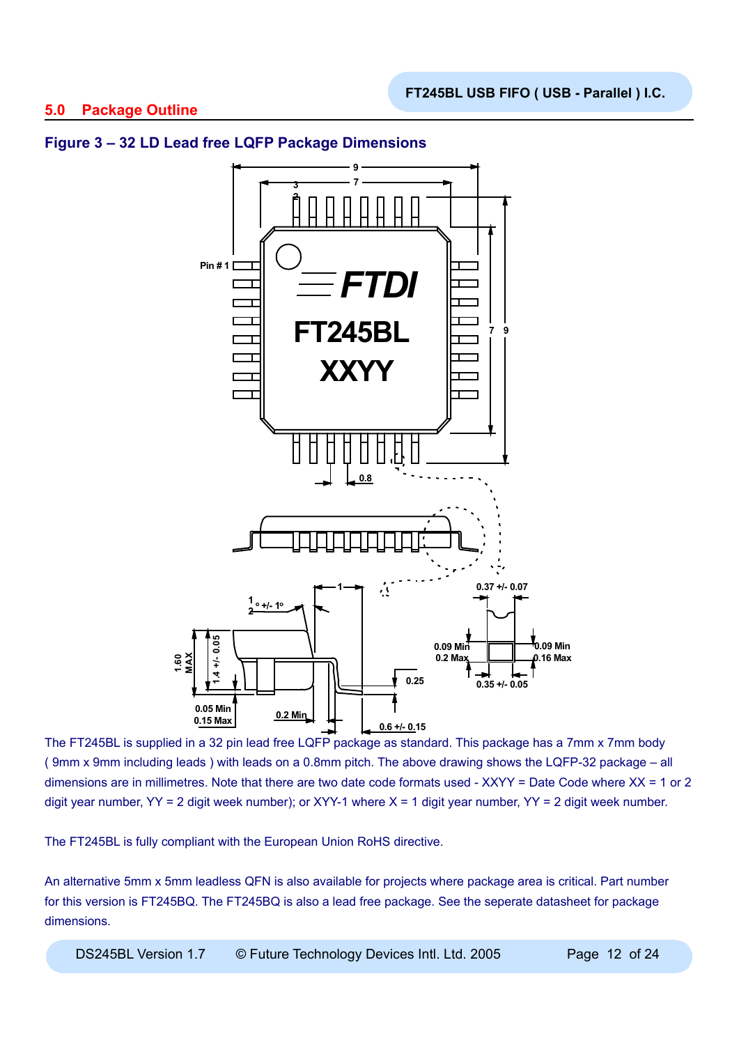## 5.0 Package Outline

### Figure 3 – 32 LD Lead free LQFP Package Dimensions

The FT245BL is supplied in a 32 pin lead free LQFP package as standard. This package has a 7mm x 7mm body ( 9mm x 9mm including leads ) with leads on a 0.8mm pitch. The above drawing shows the LQFP-32 package – all dimensions are in millimetres. Note that there are two date code formats used - XXYY = Date Code where XX = 1 or 2 digit year number, YY = 2 digit week number); or XYY-1 where X = 1 digit year number, YY = 2 digit week number.

The FT245BL is fully compliant with the European Union RoHS directive.

An alternative 5mm x 5mm leadless QFN is also available for projects where package area is critical. Part number for this version is FT245BQ. The FT245BQ is also a lead free package. See the seperate datasheet for package dimensions.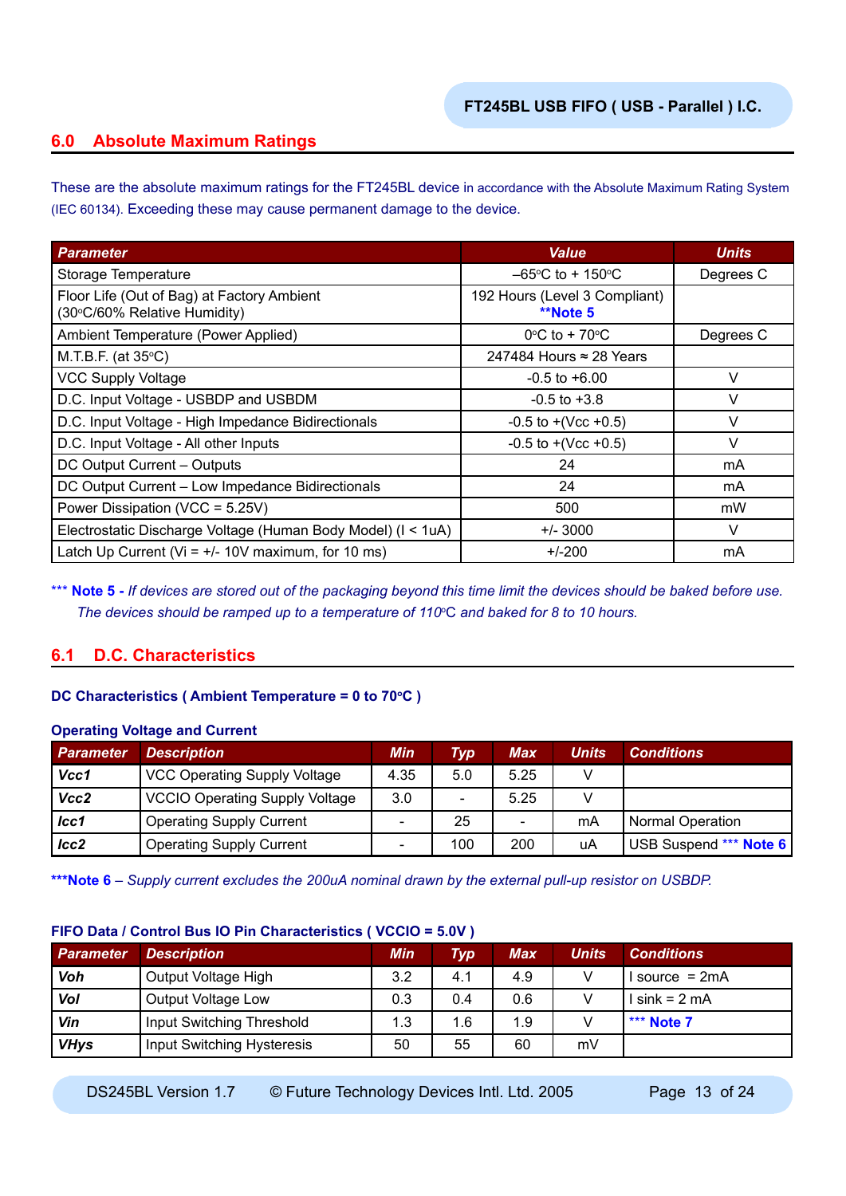## 6.0 Absolute Maximum Ratings

These are the absolute maximum ratings for the FT245BL device in accordance with the Absolute Maximum Rating System (IEC 60134). Exceeding these may cause permanent damage to the device.

| Parameter | Value | Units |
|---|---|---|
| Storage Temperature | –65°C to + 150°C | Degrees C |
| Floor Life (Out of Bag) at Factory Ambient (30°C/60% Relative Humidity) | 192 Hours (Level 3 Compliant) **Note 5 | |
| Ambient Temperature (Power Applied) | 0°C to + 70°C | Degrees C |
| M.T.B.F. (at 35°C) | 247484 Hours ≈ 28 Years | |
| VCC Supply Voltage | -0.5 to +6.00 | V |
| D.C. Input Voltage - USBDP and USBDM | -0.5 to +3.8 | V |
| D.C. Input Voltage - High Impedance Bidirectionals | -0.5 to +(Vcc +0.5) | V |
| D.C. Input Voltage - All other Inputs | -0.5 to +(Vcc +0.5) | V |
| DC Output Current – Outputs | 24 | mA |
| DC Output Current – Low Impedance Bidirectionals | 24 | mA |
| Power Dissipation (VCC = 5.25V) | 500 | mW |
| Electrostatic Discharge Voltage (Human Body Model) (I < 1uA) | +/- 3000 | V |
| Latch Up Current (Vi = +/- 10V maximum, for 10 ms) | +/-200 | mA |

*** **Note 5** - *If devices are stored out of the packaging beyond this time limit the devices should be baked before use. The devices should be ramped up to a temperature of 110°C and baked for 8 to 10 hours.*

## 6.1 D.C. Characteristics

**DC Characteristics ( Ambient Temperature = 0 to 70°C )**

**Operating Voltage and Current**

| Parameter | Description | Min | Typ | Max | Units | Conditions |
|---|---|---|---|---|---|---|
| **Vcc1** | VCC Operating Supply Voltage | 4.35 | 5.0 | 5.25 | V | |
| **Vcc2** | VCCIO Operating Supply Voltage | 3.0 | - | 5.25 | V | |
| **Icc1** | Operating Supply Current | - | 25 | - | mA | Normal Operation |
| **Icc2** | Operating Supply Current | - | 100 | 200 | uA | USB Suspend *** Note 6 |

***Note 6 – *Supply current excludes the 200uA nominal drawn by the external pull-up resistor on USBDP.*

**FIFO Data / Control Bus IO Pin Characteristics ( VCCIO = 5.0V )**

| Parameter | Description | Min | Typ | Max | Units | Conditions |
|---|---|---|---|---|---|---|
| **Voh** | Output Voltage High | 3.2 | 4.1 | 4.9 | V | I source = 2mA |
| **Vol** | Output Voltage Low | 0.3 | 0.4 | 0.6 | V | I sink = 2 mA |
| **Vin** | Input Switching Threshold | 1.3 | 1.6 | 1.9 | V | *** Note 7 |
| **VHys** | Input Switching Hysteresis | 50 | 55 | 60 | mV | |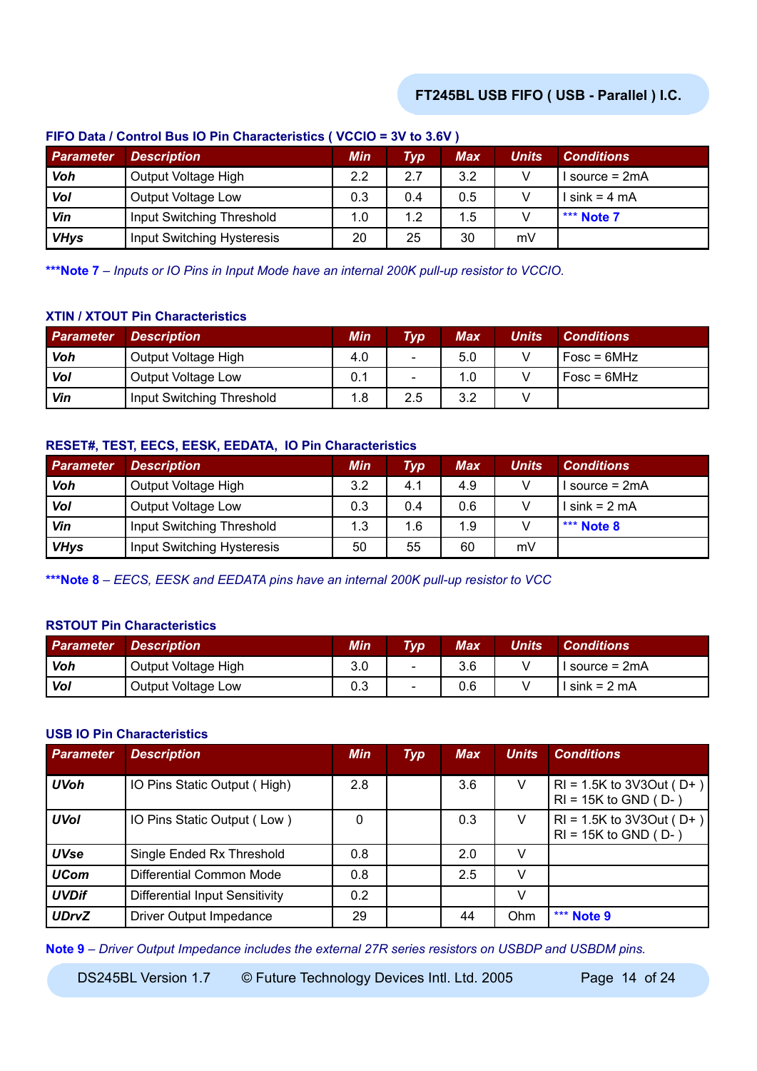### FIFO Data / Control Bus IO Pin Characteristics ( VCCIO = 3V to 3.6V )

| Parameter | Description | Min | Typ | Max | Units | Conditions |
|---|---|---|---|---|---|---|
| **Voh** | Output Voltage High | 2.2 | 2.7 | 3.2 | V | I source = 2mA |
| **Vol** | Output Voltage Low | 0.3 | 0.4 | 0.5 | V | I sink = 4 mA |
| **Vin** | Input Switching Threshold | 1.0 | 1.2 | 1.5 | V | *** **Note 7** |
| **VHys** | Input Switching Hysteresis | 20 | 25 | 30 | mV | |

***Note 7** – *Inputs or IO Pins in Input Mode have an internal 200K pull-up resistor to VCCIO.*

### XTIN / XTOUT Pin Characteristics

| Parameter | Description | Min | Typ | Max | Units | Conditions |
|---|---|---|---|---|---|---|
| **Voh** | Output Voltage High | 4.0 | - | 5.0 | V | Fosc = 6MHz |
| **Vol** | Output Voltage Low | 0.1 | - | 1.0 | V | Fosc = 6MHz |
| **Vin** | Input Switching Threshold | 1.8 | 2.5 | 3.2 | V | |

### RESET#, TEST, EECS, EESK, EEDATA, IO Pin Characteristics

| Parameter | Description | Min | Typ | Max | Units | Conditions |
|---|---|---|---|---|---|---|
| **Voh** | Output Voltage High | 3.2 | 4.1 | 4.9 | V | I source = 2mA |
| **Vol** | Output Voltage Low | 0.3 | 0.4 | 0.6 | V | I sink = 2 mA |
| **Vin** | Input Switching Threshold | 1.3 | 1.6 | 1.9 | V | *** **Note 8** |
| **VHys** | Input Switching Hysteresis | 50 | 55 | 60 | mV | |

***Note 8** – *EECS, EESK and EEDATA pins have an internal 200K pull-up resistor to VCC*

### RSTOUT Pin Characteristics

| Parameter | Description | Min | Typ | Max | Units | Conditions |
|---|---|---|---|---|---|---|
| **Voh** | Output Voltage High | 3.0 | - | 3.6 | V | I source = 2mA |
| **Vol** | Output Voltage Low | 0.3 | - | 0.6 | V | I sink = 2 mA |

### USB IO Pin Characteristics

| Parameter | Description | Min | Typ | Max | Units | Conditions |
|---|---|---|---|---|---|---|
| **UVoh** | IO Pins Static Output ( High) | 2.8 | | 3.6 | V | Rl = 1.5K to 3V3Out ( D+ ) Rl = 15K to GND ( D- ) |
| **UVol** | IO Pins Static Output ( Low ) | 0 | | 0.3 | V | Rl = 1.5K to 3V3Out ( D+ ) Rl = 15K to GND ( D- ) |
| **UVse** | Single Ended Rx Threshold | 0.8 | | 2.0 | V | |
| **UCom** | Differential Common Mode | 0.8 | | 2.5 | V | |
| **UVDif** | Differential Input Sensitivity | 0.2 | | | V | |
| **UDrvZ** | Driver Output Impedance | 29 | | 44 | Ohm | *** **Note 9** |

**Note 9** – *Driver Output Impedance includes the external 27R series resistors on USBDP and USBDM pins.*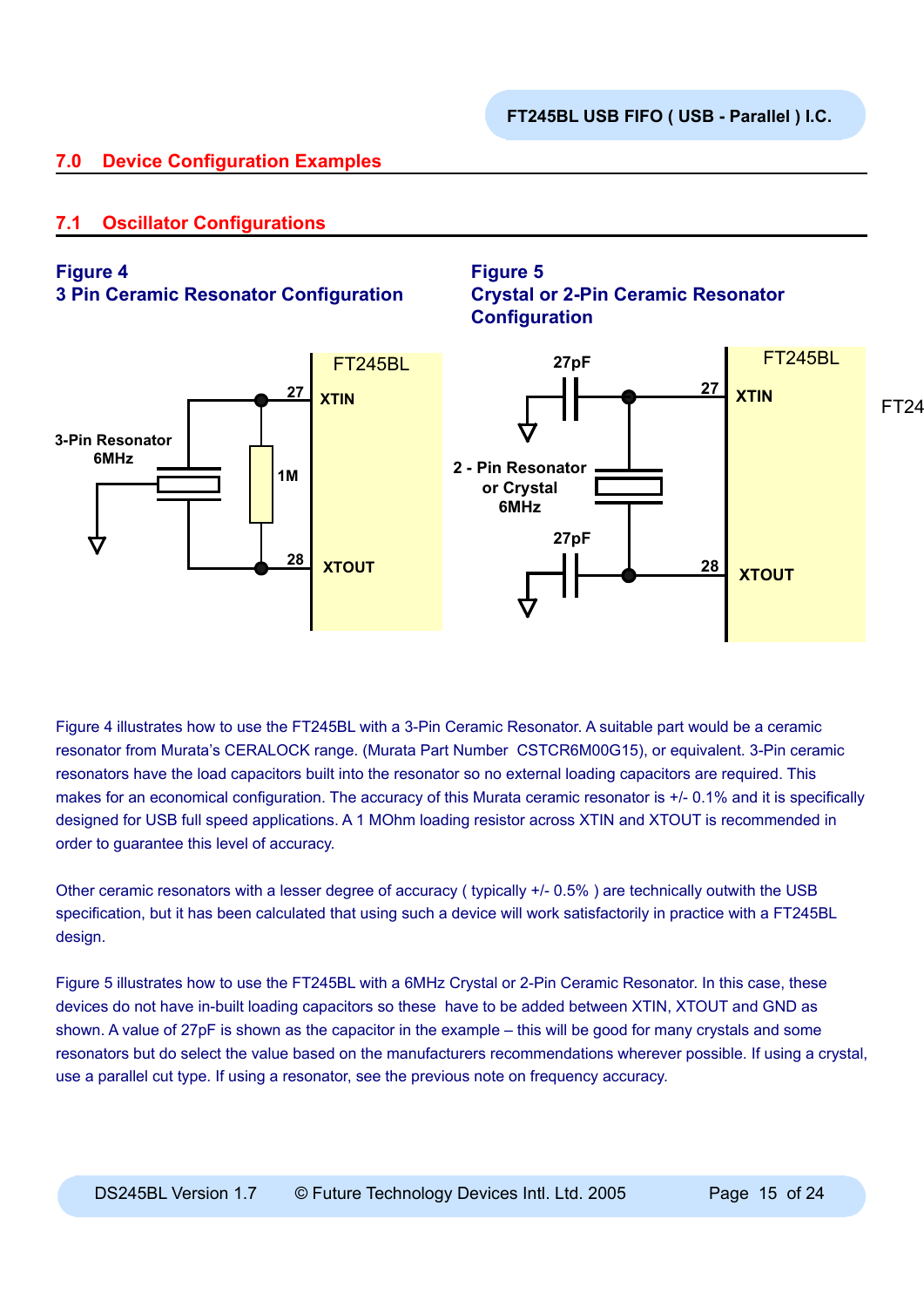## 7.0 Device Configuration Examples

### 7.1 Oscillator Configurations

**Figure 4**
**3 Pin Ceramic Resonator Configuration**

**Figure 5**
**Crystal or 2-Pin Ceramic Resonator Configuration**

Figure 4 illustrates how to use the FT245BL with a 3-Pin Ceramic Resonator. A suitable part would be a ceramic resonator from Murata's CERALOCK range. (Murata Part Number CSTCR6M00G15), or equivalent. 3-Pin ceramic resonators have the load capacitors built into the resonator so no external loading capacitors are required. This makes for an economical configuration. The accuracy of this Murata ceramic resonator is +/- 0.1% and it is specifically designed for USB full speed applications. A 1 MOhm loading resistor across XTIN and XTOUT is recommended in order to guarantee this level of accuracy.

Other ceramic resonators with a lesser degree of accuracy ( typically +/- 0.5% ) are technically outwith the USB specification, but it has been calculated that using such a device will work satisfactorily in practice with a FT245BL design.

Figure 5 illustrates how to use the FT245BL with a 6MHz Crystal or 2-Pin Ceramic Resonator. In this case, these devices do not have in-built loading capacitors so these have to be added between XTIN, XTOUT and GND as shown. A value of 27pF is shown as the capacitor in the example – this will be good for many crystals and some resonators but do select the value based on the manufacturers recommendations wherever possible. If using a crystal, use a parallel cut type. If using a resonator, see the previous note on frequency accuracy.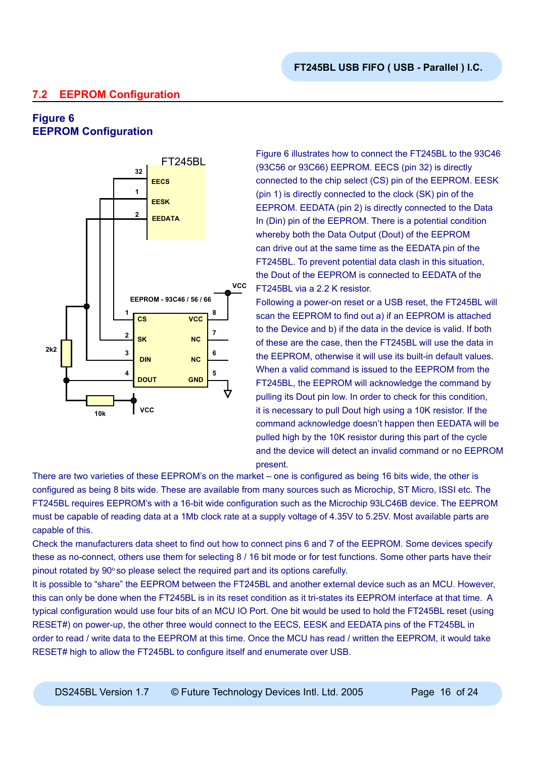## 7.2 EEPROM Configuration

**Figure 6**
**EEPROM Configuration**

Figure 6 illustrates how to connect the FT245BL to the 93C46 (93C56 or 93C66) EEPROM. EECS (pin 32) is directly connected to the chip select (CS) pin of the EEPROM. EESK (pin 1) is directly connected to the clock (SK) pin of the EEPROM. EEDATA (pin 2) is directly connected to the Data In (Din) pin of the EEPROM. There is a potential condition whereby both the Data Output (Dout) of the EEPROM can drive out at the same time as the EEDATA pin of the FT245BL. To prevent potential data clash in this situation, the Dout of the EEPROM is connected to EEDATA of the FT245BL via a 2.2 K resistor.

Following a power-on reset or a USB reset, the FT245BL will scan the EEPROM to find out a) if an EEPROM is attached to the Device and b) if the data in the device is valid. If both of these are the case, then the FT245BL will use the data in the EEPROM, otherwise it will use its built-in default values. When a valid command is issued to the EEPROM from the FT245BL, the EEPROM will acknowledge the command by pulling its Dout pin low. In order to check for this condition, it is necessary to pull Dout high using a 10K resistor. If the command acknowledge doesn't happen then EEDATA will be pulled high by the 10K resistor during this part of the cycle and the device will detect an invalid command or no EEPROM present.

There are two varieties of these EEPROM's on the market – one is configured as being 16 bits wide, the other is configured as being 8 bits wide. These are available from many sources such as Microchip, ST Micro, ISSI etc. The FT245BL requires EEPROM's with a 16-bit wide configuration such as the Microchip 93LC46B device. The EEPROM must be capable of reading data at a 1Mb clock rate at a supply voltage of 4.35V to 5.25V. Most available parts are capable of this.

Check the manufacturers data sheet to find out how to connect pins 6 and 7 of the EEPROM. Some devices specify these as no-connect, others use them for selecting 8 / 16 bit mode or for test functions. Some other parts have their pinout rotated by 90° so please select the required part and its options carefully.

It is possible to "share" the EEPROM between the FT245BL and another external device such as an MCU. However, this can only be done when the FT245BL is in its reset condition as it tri-states its EEPROM interface at that time. A typical configuration would use four bits of an MCU IO Port. One bit would be used to hold the FT245BL reset (using RESET#) on power-up, the other three would connect to the EECS, EESK and EEDATA pins of the FT245BL in order to read / write data to the EEPROM at this time. Once the MCU has read / written the EEPROM, it would take RESET# high to allow the FT245BL to configure itself and enumerate over USB.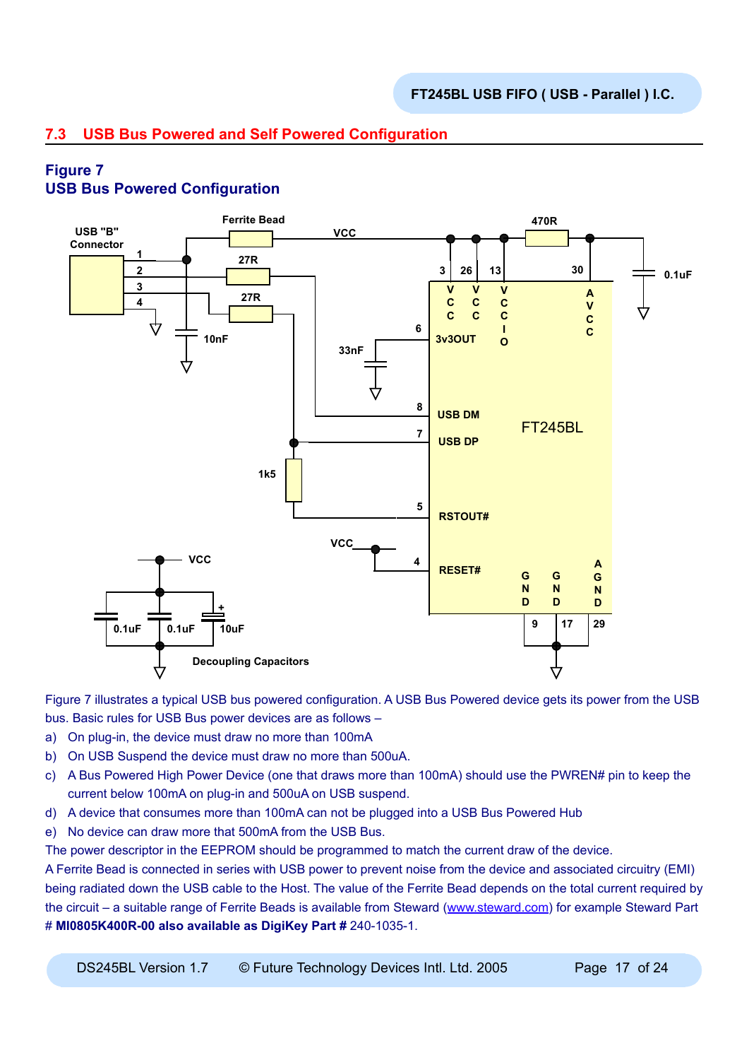## 7.3 USB Bus Powered and Self Powered Configuration

**Figure 7**
**USB Bus Powered Configuration**

Figure 7 illustrates a typical USB bus powered configuration. A USB Bus Powered device gets its power from the USB bus. Basic rules for USB Bus power devices are as follows –

a) On plug-in, the device must draw no more than 100mA

b) On USB Suspend the device must draw no more than 500uA.

c) A Bus Powered High Power Device (one that draws more than 100mA) should use the PWREN# pin to keep the current below 100mA on plug-in and 500uA on USB suspend.

d) A device that consumes more than 100mA can not be plugged into a USB Bus Powered Hub

e) No device can draw more that 500mA from the USB Bus.

The power descriptor in the EEPROM should be programmed to match the current draw of the device.

A Ferrite Bead is connected in series with USB power to prevent noise from the device and associated circuitry (EMI) being radiated down the USB cable to the Host. The value of the Ferrite Bead depends on the total current required by the circuit – a suitable range of Ferrite Beads is available from Steward (www.steward.com) for example Steward Part # **MI0805K400R-00 also available as DigiKey Part #** 240-1035-1.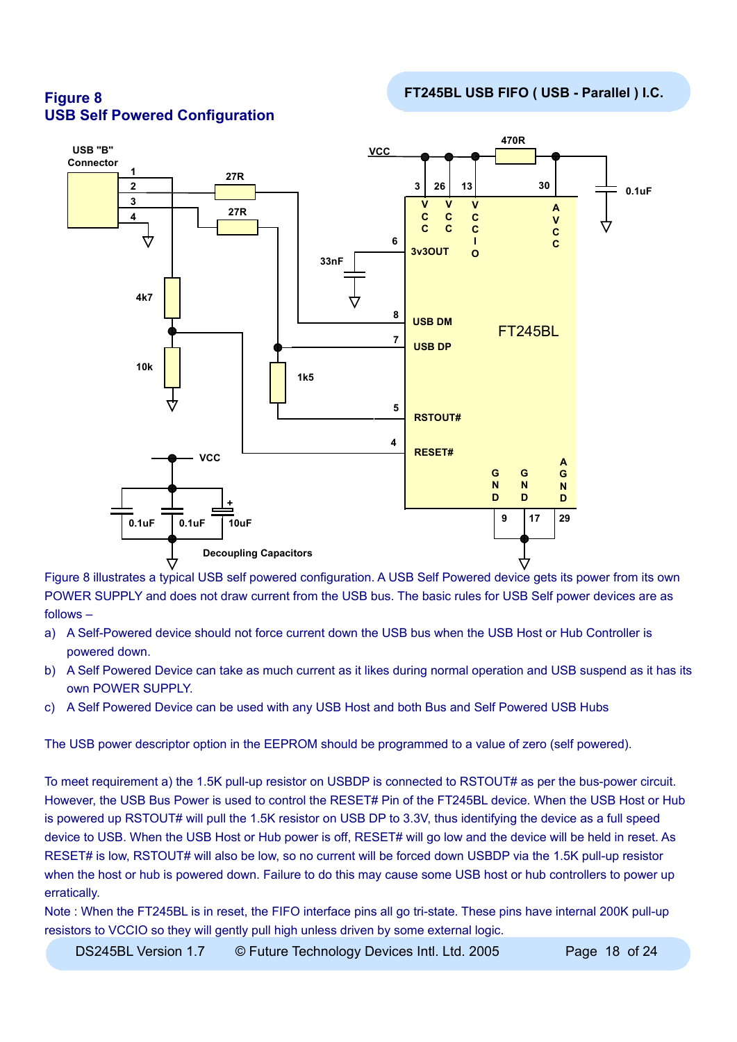## Figure 8
## USB Self Powered Configuration

Figure 8 illustrates a typical USB self powered configuration. A USB Self Powered device gets its power from its own POWER SUPPLY and does not draw current from the USB bus. The basic rules for USB Self power devices are as follows –

a) A Self-Powered device should not force current down the USB bus when the USB Host or Hub Controller is powered down.
b) A Self Powered Device can take as much current as it likes during normal operation and USB suspend as it has its own POWER SUPPLY.
c) A Self Powered Device can be used with any USB Host and both Bus and Self Powered USB Hubs

The USB power descriptor option in the EEPROM should be programmed to a value of zero (self powered).

To meet requirement a) the 1.5K pull-up resistor on USBDP is connected to RSTOUT# as per the bus-power circuit. However, the USB Bus Power is used to control the RESET# Pin of the FT245BL device. When the USB Host or Hub is powered up RSTOUT# will pull the 1.5K resistor on USB DP to 3.3V, thus identifying the device as a full speed device to USB. When the USB Host or Hub power is off, RESET# will go low and the device will be held in reset. As RESET# is low, RSTOUT# will also be low, so no current will be forced down USBDP via the 1.5K pull-up resistor when the host or hub is powered down. Failure to do this may cause some USB host or hub controllers to power up erratically.

Note : When the FT245BL is in reset, the FIFO interface pins all go tri-state. These pins have internal 200K pull-up resistors to VCCIO so they will gently pull high unless driven by some external logic.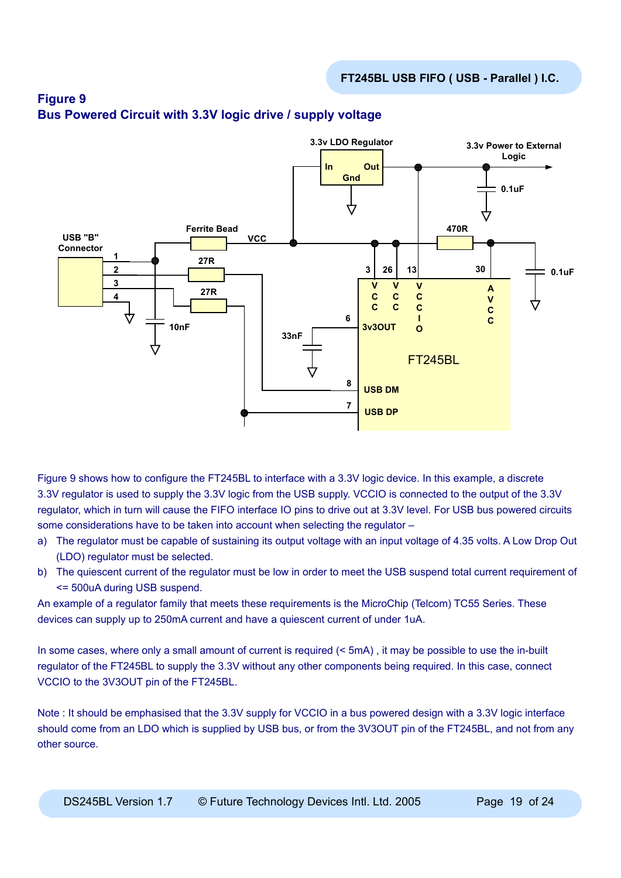## Figure 9
## Bus Powered Circuit with 3.3V logic drive / supply voltage

Figure 9 shows how to configure the FT245BL to interface with a 3.3V logic device. In this example, a discrete 3.3V regulator is used to supply the 3.3V logic from the USB supply. VCCIO is connected to the output of the 3.3V regulator, which in turn will cause the FIFO interface IO pins to drive out at 3.3V level. For USB bus powered circuits some considerations have to be taken into account when selecting the regulator –

a) The regulator must be capable of sustaining its output voltage with an input voltage of 4.35 volts. A Low Drop Out (LDO) regulator must be selected.
b) The quiescent current of the regulator must be low in order to meet the USB suspend total current requirement of <= 500uA during USB suspend.

An example of a regulator family that meets these requirements is the MicroChip (Telcom) TC55 Series. These devices can supply up to 250mA current and have a quiescent current of under 1uA.

In some cases, where only a small amount of current is required (< 5mA) , it may be possible to use the in-built regulator of the FT245BL to supply the 3.3V without any other components being required. In this case, connect VCCIO to the 3V3OUT pin of the FT245BL.

Note : It should be emphasised that the 3.3V supply for VCCIO in a bus powered design with a 3.3V logic interface should come from an LDO which is supplied by USB bus, or from the 3V3OUT pin of the FT245BL, and not from any other source.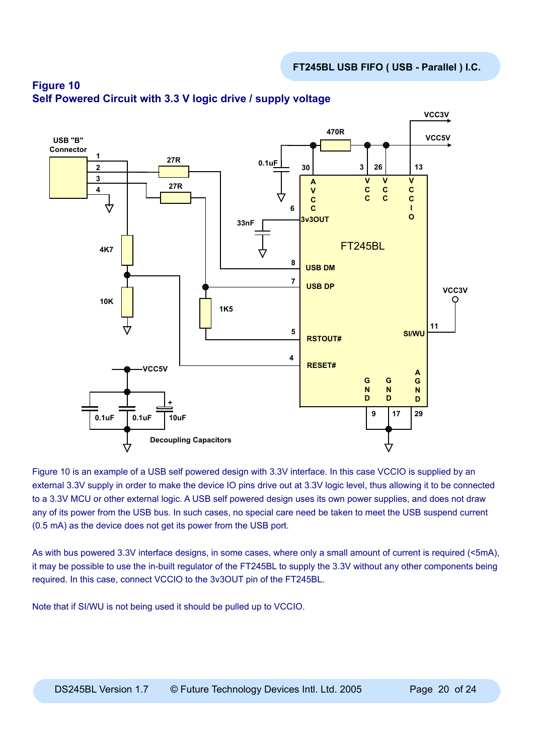## Figure 10
## Self Powered Circuit with 3.3 V logic drive / supply voltage

Figure 10 is an example of a USB self powered design with 3.3V interface. In this case VCCIO is supplied by an external 3.3V supply in order to make the device IO pins drive out at 3.3V logic level, thus allowing it to be connected to a 3.3V MCU or other external logic. A USB self powered design uses its own power supplies, and does not draw any of its power from the USB bus. In such cases, no special care need be taken to meet the USB suspend current (0.5 mA) as the device does not get its power from the USB port.

As with bus powered 3.3V interface designs, in some cases, where only a small amount of current is required (<5mA), it may be possible to use the in-built regulator of the FT245BL to supply the 3.3V without any other components being required. In this case, connect VCCIO to the 3v3OUT pin of the FT245BL.

Note that if SI/WU is not being used it should be pulled up to VCCIO.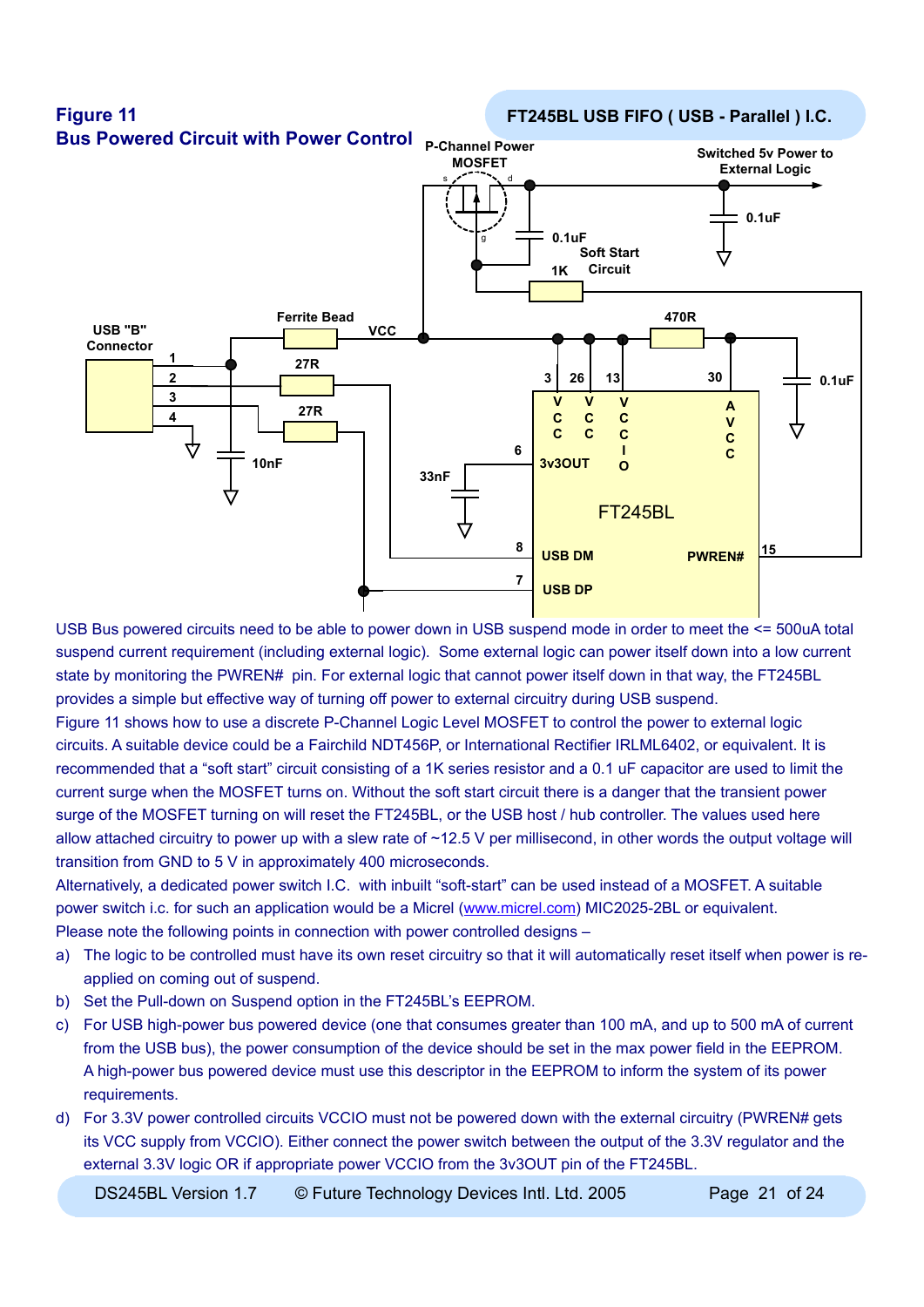### Figure 11
### Bus Powered Circuit with Power Control

USB Bus powered circuits need to be able to power down in USB suspend mode in order to meet the <= 500uA total suspend current requirement (including external logic). Some external logic can power itself down into a low current state by monitoring the PWREN# pin. For external logic that cannot power itself down in that way, the FT245BL provides a simple but effective way of turning off power to external circuitry during USB suspend.

Figure 11 shows how to use a discrete P-Channel Logic Level MOSFET to control the power to external logic circuits. A suitable device could be a Fairchild NDT456P, or International Rectifier IRLML6402, or equivalent. It is recommended that a "soft start" circuit consisting of a 1K series resistor and a 0.1 uF capacitor are used to limit the current surge when the MOSFET turns on. Without the soft start circuit there is a danger that the transient power surge of the MOSFET turning on will reset the FT245BL, or the USB host / hub controller. The values used here allow attached circuitry to power up with a slew rate of ~12.5 V per millisecond, in other words the output voltage will transition from GND to 5 V in approximately 400 microseconds.

Alternatively, a dedicated power switch I.C. with inbuilt "soft-start" can be used instead of a MOSFET. A suitable power switch i.c. for such an application would be a Micrel (www.micrel.com) MIC2025-2BL or equivalent.

Please note the following points in connection with power controlled designs –

a) The logic to be controlled must have its own reset circuitry so that it will automatically reset itself when power is re-applied on coming out of suspend.

b) Set the Pull-down on Suspend option in the FT245BL's EEPROM.

c) For USB high-power bus powered device (one that consumes greater than 100 mA, and up to 500 mA of current from the USB bus), the power consumption of the device should be set in the max power field in the EEPROM. A high-power bus powered device must use this descriptor in the EEPROM to inform the system of its power requirements.

d) For 3.3V power controlled circuits VCCIO must not be powered down with the external circuitry (PWREN# gets its VCC supply from VCCIO). Either connect the power switch between the output of the 3.3V regulator and the external 3.3V logic OR if appropriate power VCCIO from the 3v3OUT pin of the FT245BL.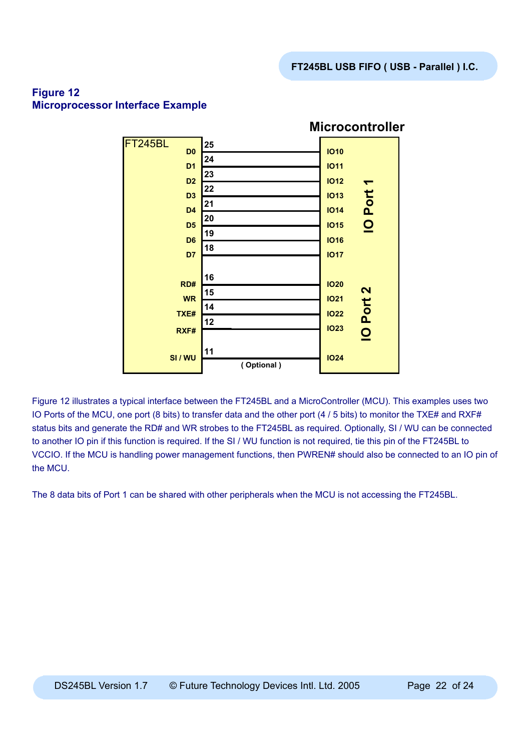## Figure 12
## Microprocessor Interface Example

**Microcontroller**

| FT245BL | Pin | Microcontroller |
|---|---|---|
| D0 | 25 | IO10 |
| D1 | 24 | IO11 |
| D2 | 23 | IO12 |
| D3 | 22 | IO13 |
| D4 | 21 | IO14 |
| D5 | 20 | IO15 |
| D6 | 19 | IO16 |
| D7 | 18 | IO17 |
| RD# | 16 | IO20 |
| WR | 15 | IO21 |
| TXE# | 14 | IO22 |
| RXF# | 12 | IO23 |
| SI / WU | 11 ( Optional ) | IO24 |

IO Port 1 (IO10–IO17), IO Port 2 (IO20–IO24)

Figure 12 illustrates a typical interface between the FT245BL and a MicroController (MCU). This examples uses two IO Ports of the MCU, one port (8 bits) to transfer data and the other port (4 / 5 bits) to monitor the TXE# and RXF# status bits and generate the RD# and WR strobes to the FT245BL as required. Optionally, SI / WU can be connected to another IO pin if this function is required. If the SI / WU function is not required, tie this pin of the FT245BL to VCCIO. If the MCU is handling power management functions, then PWREN# should also be connected to an IO pin of the MCU.

The 8 data bits of Port 1 can be shared with other peripherals when the MCU is not accessing the FT245BL.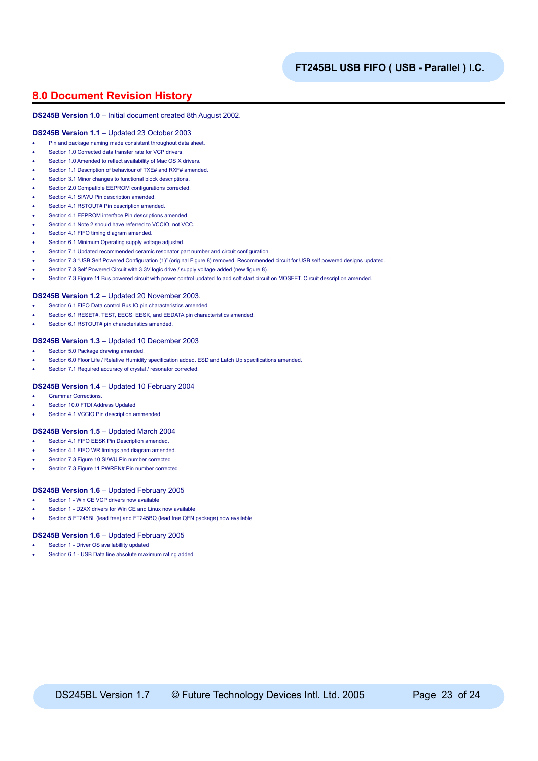## 8.0 Document Revision History

**DS245B Version 1.0** – Initial document created 8th August 2002.

**DS245B Version 1.1** – Updated 23 October 2003

- Pin and package naming made consistent throughout data sheet.
- Section 1.0 Corrected data transfer rate for VCP drivers.
- Section 1.0 Amended to reflect availability of Mac OS X drivers.
- Section 1.1 Description of behaviour of TXE# and RXF# amended.
- Section 3.1 Minor changes to functional block descriptions.
- Section 2.0 Compatible EEPROM configurations corrected.
- Section 4.1 SI/WU Pin description amended.
- Section 4.1 RSTOUT# Pin description amended.
- Section 4.1 EEPROM interface Pin descriptions amended.
- Section 4.1 Note 2 should have referred to VCCIO, not VCC.
- Section 4.1 FIFO timing diagram amended.
- Section 6.1 Minimum Operating supply voltage adjusted.
- Section 7.1 Updated recommended ceramic resonator part number and circuit configuration.
- Section 7.3 "USB Self Powered Configuration (1)" (original Figure 8) removed. Recommended circuit for USB self powered designs updated.
- Section 7.3 Self Powered Circuit with 3.3V logic drive / supply voltage added (new figure 8).
- Section 7.3 Figure 11 Bus powered circuit with power control updated to add soft start circuit on MOSFET. Circuit description amended.

**DS245B Version 1.2** – Updated 20 November 2003.

- Section 6.1 FIFO Data control Bus IO pin characteristics amended
- Section 6.1 RESET#, TEST, EECS, EESK, and EEDATA pin characteristics amended.
- Section 6.1 RSTOUT# pin characteristics amended.

**DS245B Version 1.3** – Updated 10 December 2003

- Section 5.0 Package drawing amended.
- Section 6.0 Floor Life / Relative Humidity specification added. ESD and Latch Up specifications amended.
- Section 7.1 Required accuracy of crystal / resonator corrected.

**DS245B Version 1.4** – Updated 10 February 2004

- Grammar Corrections.
- Section 10.0 FTDI Address Updated
- Section 4.1 VCCIO Pin description ammended.

**DS245B Version 1.5** – Updated March 2004

- Section 4.1 FIFO EESK Pin Description amended.
- Section 4.1 FIFO WR timings and diagram amended.
- Section 7.3 Figure 10 SI/WU Pin number corrected
- Section 7.3 Figure 11 PWREN# Pin number corrected

**DS245B Version 1.6** – Updated February 2005

- Section 1 - Win CE VCP drivers now available
- Section 1 - D2XX drivers for Win CE and Linux now available
- Section 5 FT245BL (lead free) and FT245BQ (lead free QFN package) now available

**DS245B Version 1.6** – Updated February 2005

- Section 1 - Driver OS availabillity updated
- Section 6.1 - USB Data line absolute maximum rating added.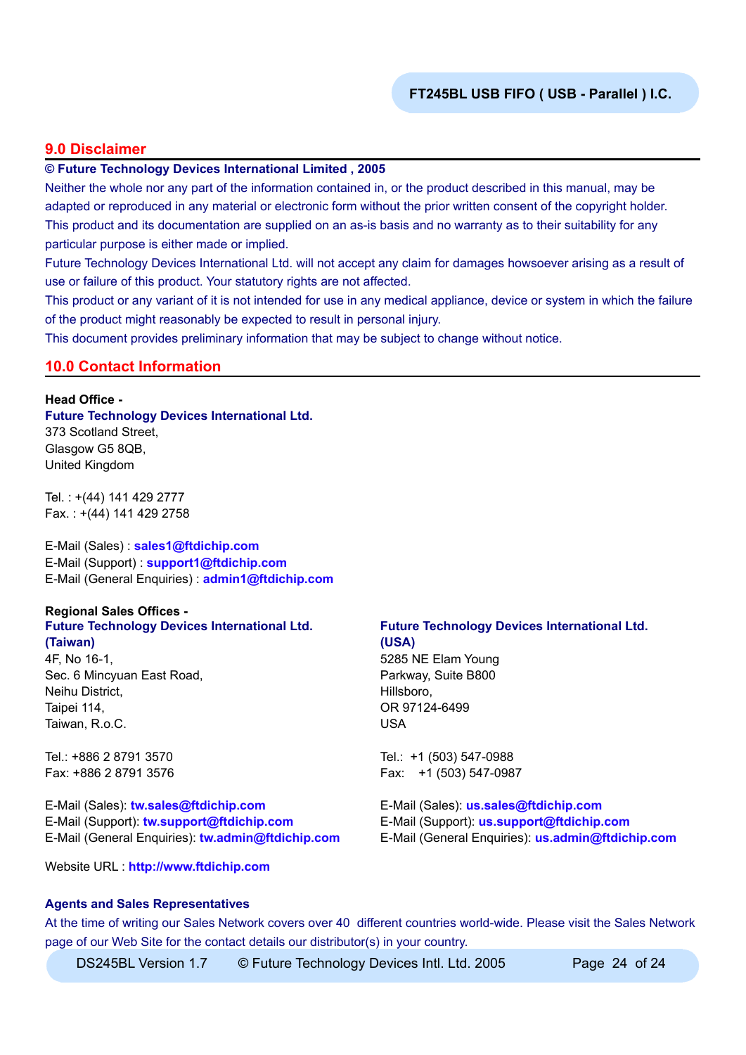## 9.0 Disclaimer

**© Future Technology Devices International Limited , 2005**

Neither the whole nor any part of the information contained in, or the product described in this manual, may be adapted or reproduced in any material or electronic form without the prior written consent of the copyright holder.

This product and its documentation are supplied on an as-is basis and no warranty as to their suitability for any particular purpose is either made or implied.

Future Technology Devices International Ltd. will not accept any claim for damages howsoever arising as a result of use or failure of this product. Your statutory rights are not affected.

This product or any variant of it is not intended for use in any medical appliance, device or system in which the failure of the product might reasonably be expected to result in personal injury.

This document provides preliminary information that may be subject to change without notice.

## 10.0 Contact Information

**Head Office -**

**Future Technology Devices International Ltd.**
373 Scotland Street,
Glasgow G5 8QB,
United Kingdom

Tel. : +(44) 141 429 2777
Fax. : +(44) 141 429 2758

E-Mail (Sales) : **sales1@ftdichip.com**
E-Mail (Support) : **support1@ftdichip.com**
E-Mail (General Enquiries) : **admin1@ftdichip.com**

**Regional Sales Offices -**

**Future Technology Devices International Ltd. (Taiwan)**
4F, No 16-1,
Sec. 6 Mincyuan East Road,
Neihu District,
Taipei 114,
Taiwan, R.o.C.

Tel.: +886 2 8791 3570
Fax: +886 2 8791 3576

E-Mail (Sales): **tw.sales@ftdichip.com**
E-Mail (Support): **tw.support@ftdichip.com**
E-Mail (General Enquiries): **tw.admin@ftdichip.com**

**Future Technology Devices International Ltd. (USA)**
5285 NE Elam Young
Parkway, Suite B800
Hillsboro,
OR 97124-6499
USA

Tel.: +1 (503) 547-0988
Fax: +1 (503) 547-0987

E-Mail (Sales): **us.sales@ftdichip.com**
E-Mail (Support): **us.support@ftdichip.com**
E-Mail (General Enquiries): **us.admin@ftdichip.com**

Website URL : **http://www.ftdichip.com**

**Agents and Sales Representatives**

At the time of writing our Sales Network covers over 40 different countries world-wide. Please visit the Sales Network page of our Web Site for the contact details our distributor(s) in your country.